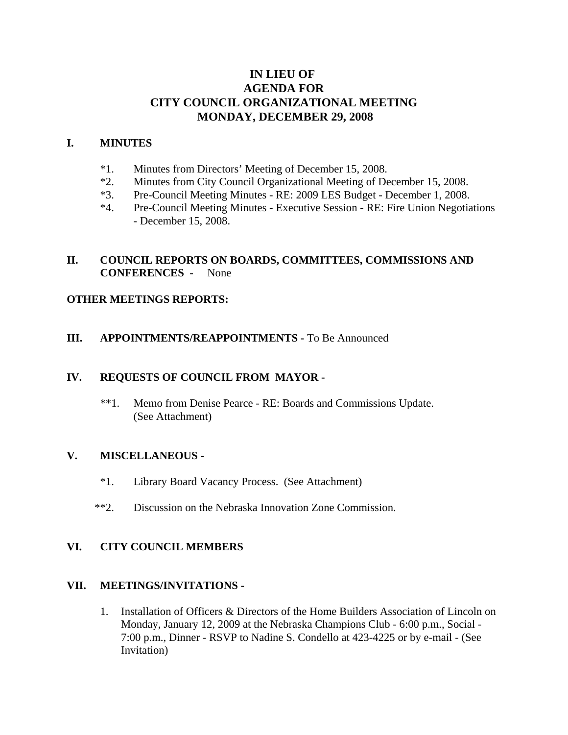# IN LIEU OF
# AGENDA FOR
# CITY COUNCIL ORGANIZATIONAL MEETING
# MONDAY, DECEMBER 29, 2008

## I. MINUTES

*1. Minutes from Directors' Meeting of December 15, 2008.

*2. Minutes from City Council Organizational Meeting of December 15, 2008.

*3. Pre-Council Meeting Minutes - RE: 2009 LES Budget - December 1, 2008.

*4. Pre-Council Meeting Minutes - Executive Session - RE: Fire Union Negotiations - December 15, 2008.

## II. COUNCIL REPORTS ON BOARDS, COMMITTEES, COMMISSIONS AND CONFERENCES - None

**OTHER MEETINGS REPORTS:**

## III. APPOINTMENTS/REAPPOINTMENTS - To Be Announced

## IV. REQUESTS OF COUNCIL FROM MAYOR -

**1. Memo from Denise Pearce - RE: Boards and Commissions Update. (See Attachment)

## V. MISCELLANEOUS -

*1. Library Board Vacancy Process. (See Attachment)

**2. Discussion on the Nebraska Innovation Zone Commission.

## VI. CITY COUNCIL MEMBERS

## VII. MEETINGS/INVITATIONS -

1. Installation of Officers & Directors of the Home Builders Association of Lincoln on Monday, January 12, 2009 at the Nebraska Champions Club - 6:00 p.m., Social - 7:00 p.m., Dinner - RSVP to Nadine S. Condello at 423-4225 or by e-mail - (See Invitation)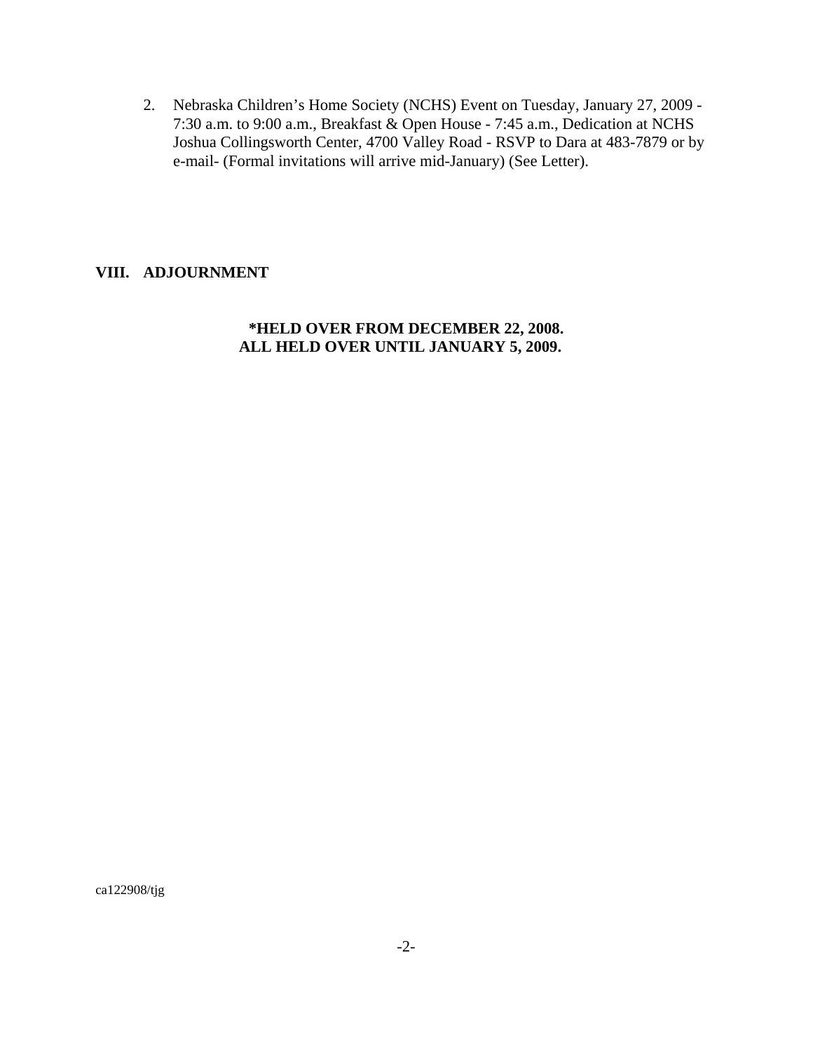2. Nebraska Children's Home Society (NCHS) Event on Tuesday, January 27, 2009 - 7:30 a.m. to 9:00 a.m., Breakfast & Open House - 7:45 a.m., Dedication at NCHS Joshua Collingsworth Center, 4700 Valley Road - RSVP to Dara at 483-7879 or by e-mail- (Formal invitations will arrive mid-January) (See Letter).

## VIII. ADJOURNMENT

**\*HELD OVER FROM DECEMBER 22, 2008.**
**ALL HELD OVER UNTIL JANUARY 5, 2009.**

ca122908/tjg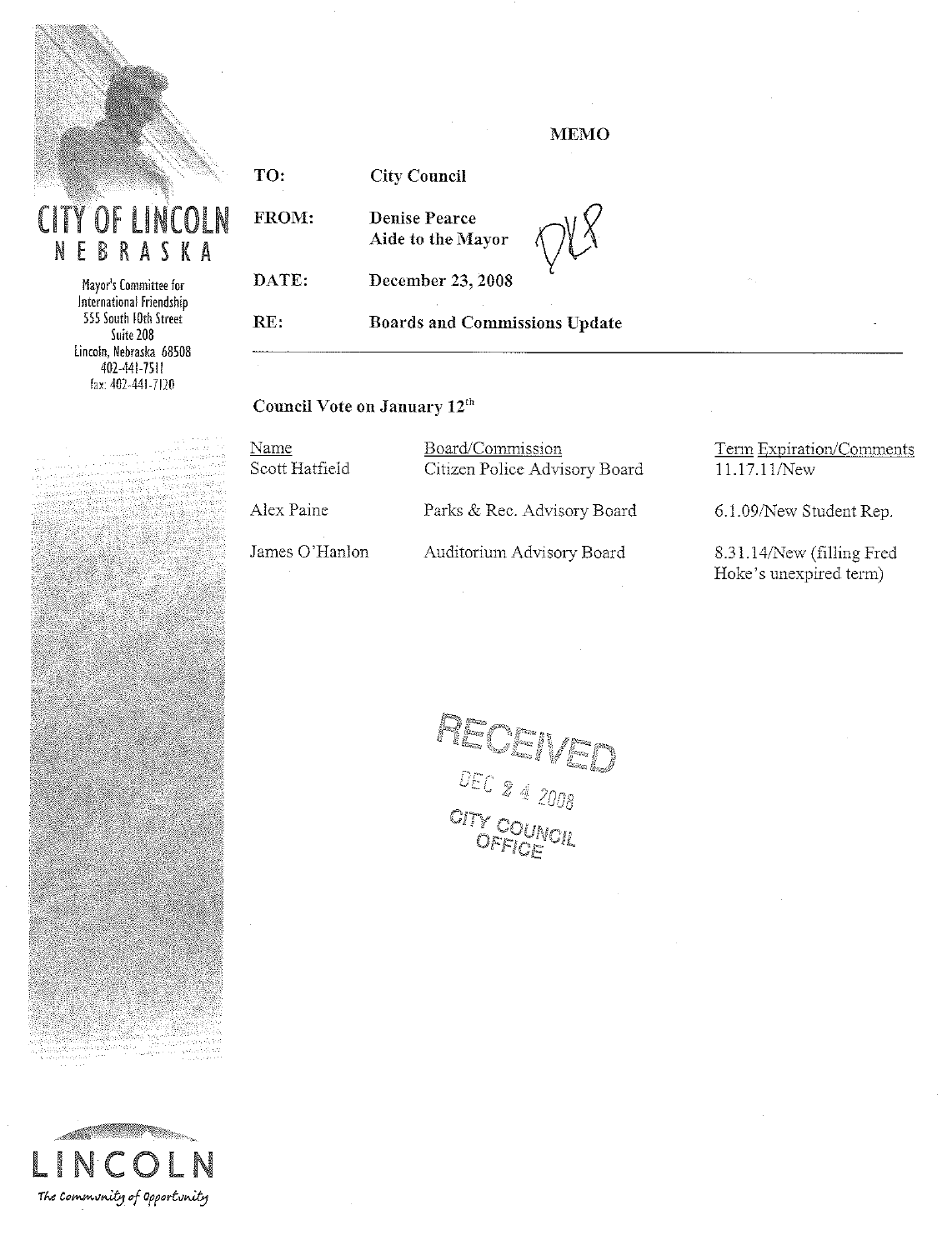CITY OF LINCOLN
NEBRASKA

Mayor's Committee for
International Friendship
555 South 10th Street
Suite 208
Lincoln, Nebraska 68508
402-441-7511
fax: 402-441-7120

**MEMO**

| | |
|---|---|
| **TO:** | **City Council** |
| **FROM:** | **Denise Pearce**<br>**Aide to the Mayor** |
| **DATE:** | **December 23, 2008** |
| **RE:** | **Boards and Commissions Update** |

DLP

**Council Vote on January 12th**

| Name | Board/Commission | Term Expiration/Comments |
|---|---|---|
| Scott Hatfield | Citizen Police Advisory Board | 11.17.11/New |
| Alex Paine | Parks & Rec. Advisory Board | 6.1.09/New Student Rep. |
| James O'Hanlon | Auditorium Advisory Board | 8.31.14/New (filling Fred Hoke's unexpired term) |

RECEIVED
DEC 24 2008
CITY COUNCIL
OFFICE

LINCOLN
*The Community of Opportunity*